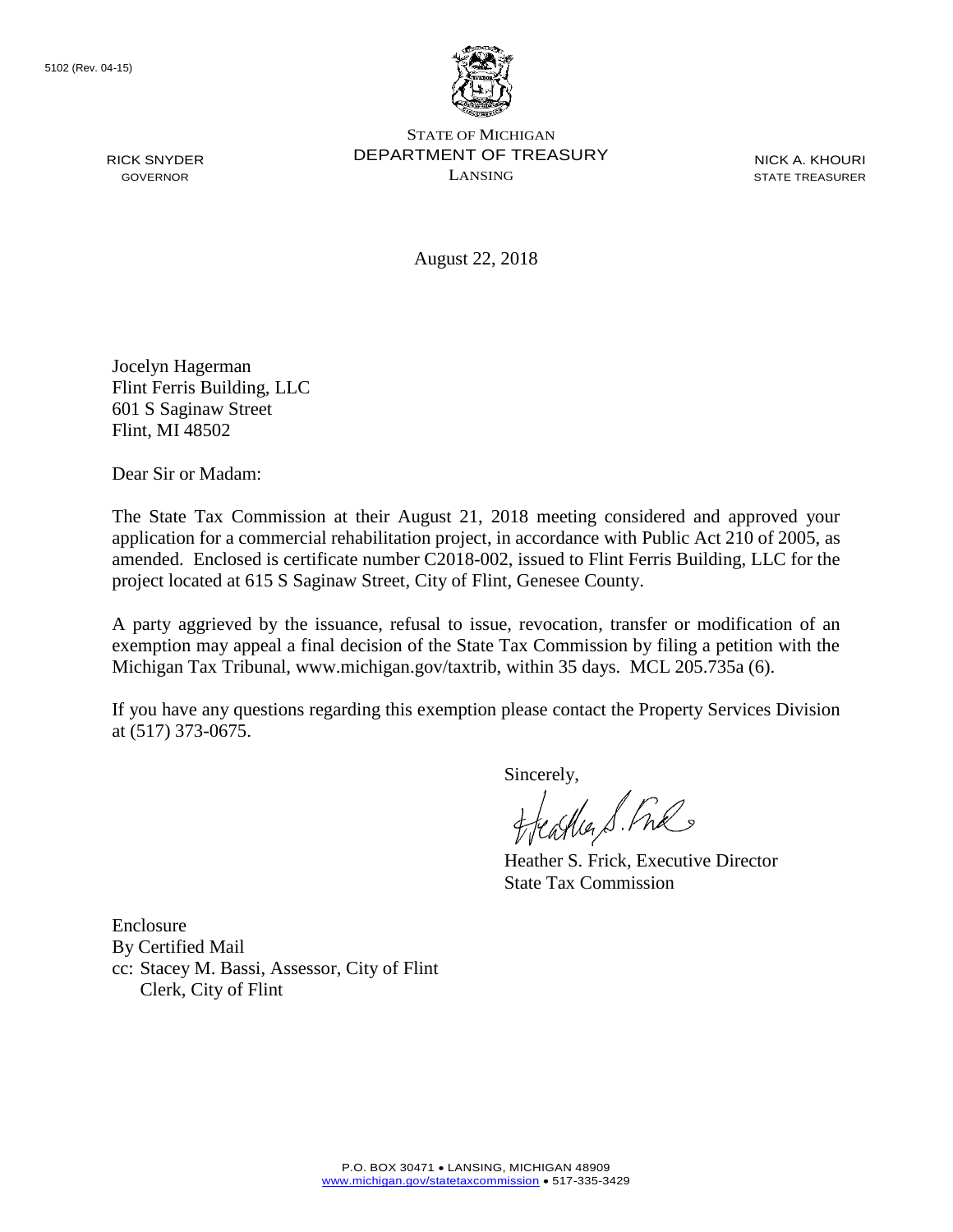5102 (Rev. 04-15)

STATE OF MICHIGAN
DEPARTMENT OF TREASURY
LANSING

RICK SNYDER
GOVERNOR

NICK A. KHOURI
STATE TREASURER

August 22, 2018

Jocelyn Hagerman
Flint Ferris Building, LLC
601 S Saginaw Street
Flint, MI 48502

Dear Sir or Madam:

The State Tax Commission at their August 21, 2018 meeting considered and approved your application for a commercial rehabilitation project, in accordance with Public Act 210 of 2005, as amended. Enclosed is certificate number C2018-002, issued to Flint Ferris Building, LLC for the project located at 615 S Saginaw Street, City of Flint, Genesee County.

A party aggrieved by the issuance, refusal to issue, revocation, transfer or modification of an exemption may appeal a final decision of the State Tax Commission by filing a petition with the Michigan Tax Tribunal, www.michigan.gov/taxtrib, within 35 days. MCL 205.735a (6).

If you have any questions regarding this exemption please contact the Property Services Division at (517) 373-0675.

Sincerely,

Heather S. Frick, Executive Director
State Tax Commission

Enclosure
By Certified Mail
cc: Stacey M. Bassi, Assessor, City of Flint
Clerk, City of Flint

P.O. BOX 30471 • LANSING, MICHIGAN 48909
www.michigan.gov/statetaxcommission • 517-335-3429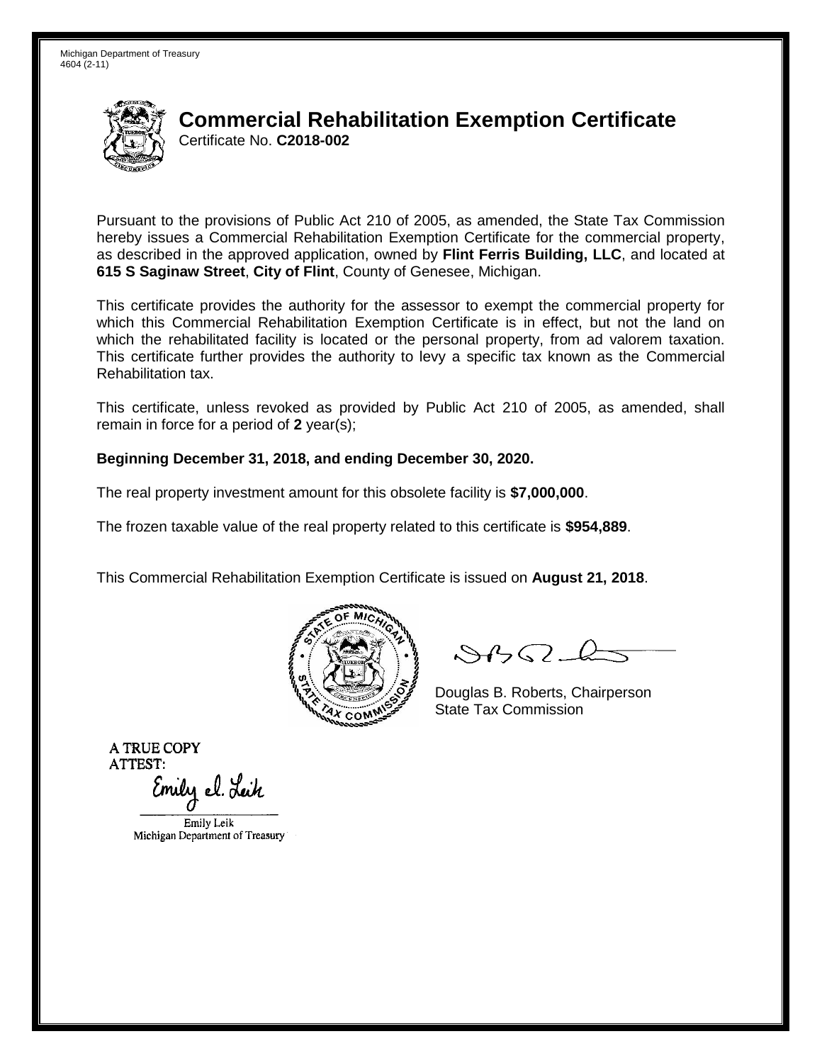Michigan Department of Treasury
4604 (2-11)

# Commercial Rehabilitation Exemption Certificate

Certificate No. **C2018-002**

Pursuant to the provisions of Public Act 210 of 2005, as amended, the State Tax Commission hereby issues a Commercial Rehabilitation Exemption Certificate for the commercial property, as described in the approved application, owned by **Flint Ferris Building, LLC**, and located at **615 S Saginaw Street**, **City of Flint**, County of Genesee, Michigan.

This certificate provides the authority for the assessor to exempt the commercial property for which this Commercial Rehabilitation Exemption Certificate is in effect, but not the land on which the rehabilitated facility is located or the personal property, from ad valorem taxation. This certificate further provides the authority to levy a specific tax known as the Commercial Rehabilitation tax.

This certificate, unless revoked as provided by Public Act 210 of 2005, as amended, shall remain in force for a period of **2** year(s);

**Beginning December 31, 2018, and ending December 30, 2020.**

The real property investment amount for this obsolete facility is **$7,000,000**.

The frozen taxable value of the real property related to this certificate is **$954,889**.

This Commercial Rehabilitation Exemption Certificate is issued on **August 21, 2018**.

Douglas B. Roberts, Chairperson
State Tax Commission

A TRUE COPY
ATTEST:

Emily Leik
Michigan Department of Treasury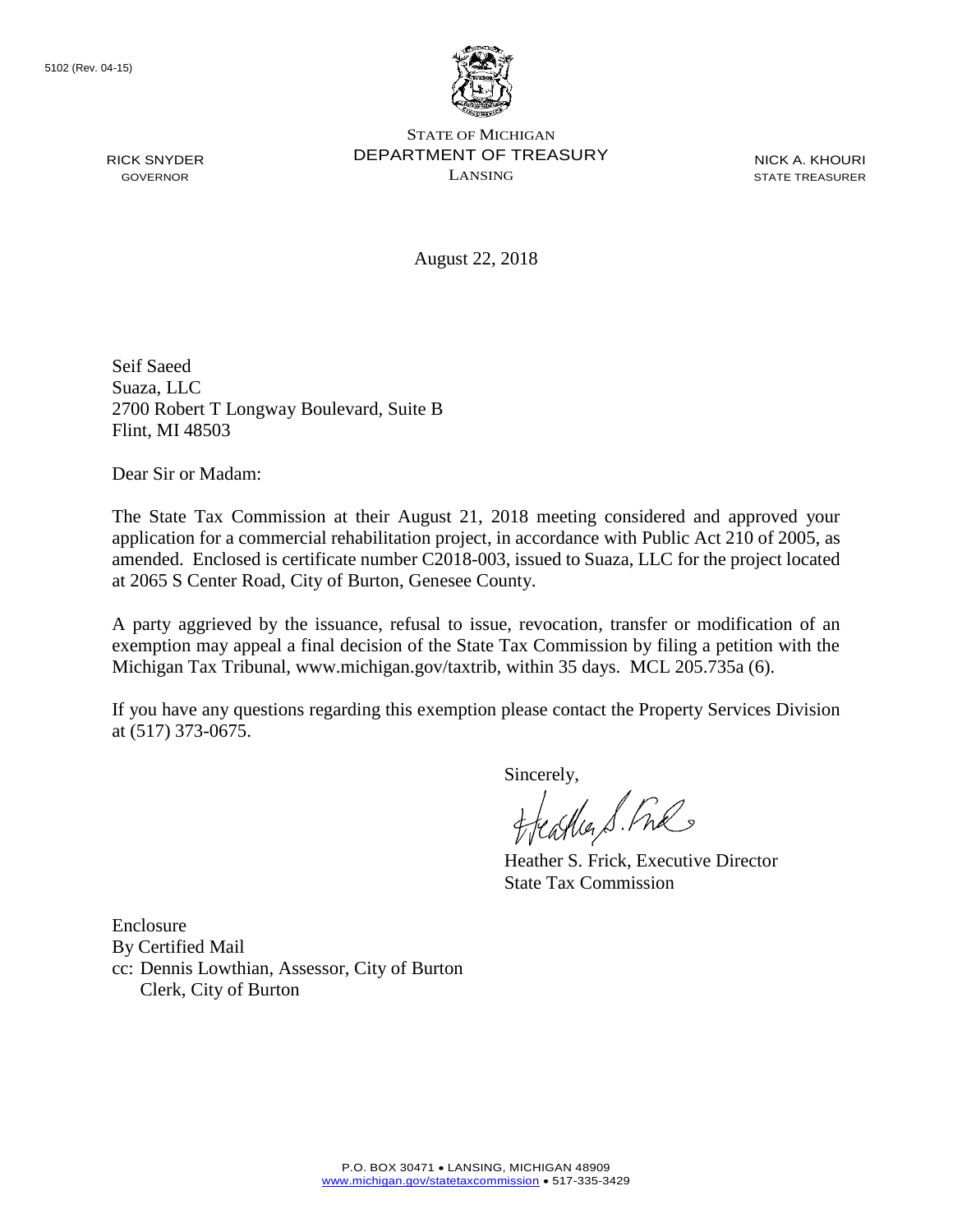5102 (Rev. 04-15)

STATE OF MICHIGAN
DEPARTMENT OF TREASURY
LANSING

RICK SNYDER
GOVERNOR

NICK A. KHOURI
STATE TREASURER

August 22, 2018

Seif Saeed
Suaza, LLC
2700 Robert T Longway Boulevard, Suite B
Flint, MI 48503

Dear Sir or Madam:

The State Tax Commission at their August 21, 2018 meeting considered and approved your application for a commercial rehabilitation project, in accordance with Public Act 210 of 2005, as amended. Enclosed is certificate number C2018-003, issued to Suaza, LLC for the project located at 2065 S Center Road, City of Burton, Genesee County.

A party aggrieved by the issuance, refusal to issue, revocation, transfer or modification of an exemption may appeal a final decision of the State Tax Commission by filing a petition with the Michigan Tax Tribunal, www.michigan.gov/taxtrib, within 35 days. MCL 205.735a (6).

If you have any questions regarding this exemption please contact the Property Services Division at (517) 373-0675.

Sincerely,

Heather S. Frick, Executive Director
State Tax Commission

Enclosure
By Certified Mail
cc: Dennis Lowthian, Assessor, City of Burton
Clerk, City of Burton

P.O. BOX 30471 • LANSING, MICHIGAN 48909
www.michigan.gov/statetaxcommission • 517-335-3429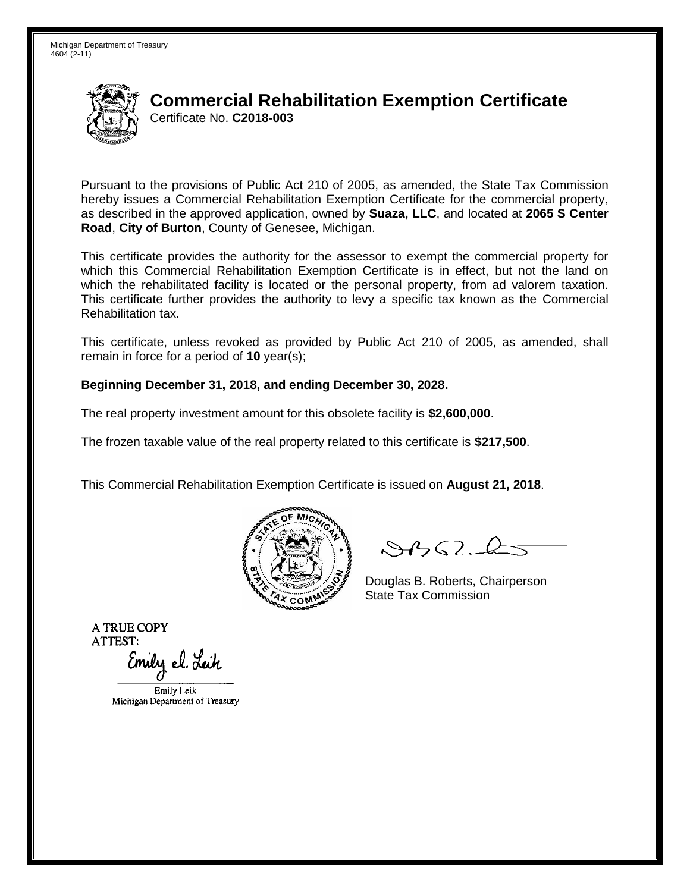Michigan Department of Treasury
4604 (2-11)

# Commercial Rehabilitation Exemption Certificate

Certificate No. **C2018-003**

Pursuant to the provisions of Public Act 210 of 2005, as amended, the State Tax Commission hereby issues a Commercial Rehabilitation Exemption Certificate for the commercial property, as described in the approved application, owned by **Suaza, LLC**, and located at **2065 S Center Road**, **City of Burton**, County of Genesee, Michigan.

This certificate provides the authority for the assessor to exempt the commercial property for which this Commercial Rehabilitation Exemption Certificate is in effect, but not the land on which the rehabilitated facility is located or the personal property, from ad valorem taxation. This certificate further provides the authority to levy a specific tax known as the Commercial Rehabilitation tax.

This certificate, unless revoked as provided by Public Act 210 of 2005, as amended, shall remain in force for a period of **10** year(s);

**Beginning December 31, 2018, and ending December 30, 2028.**

The real property investment amount for this obsolete facility is **$2,600,000**.

The frozen taxable value of the real property related to this certificate is **$217,500**.

This Commercial Rehabilitation Exemption Certificate is issued on **August 21, 2018**.

Douglas B. Roberts, Chairperson
State Tax Commission

A TRUE COPY
ATTEST:

Emily Leik
Michigan Department of Treasury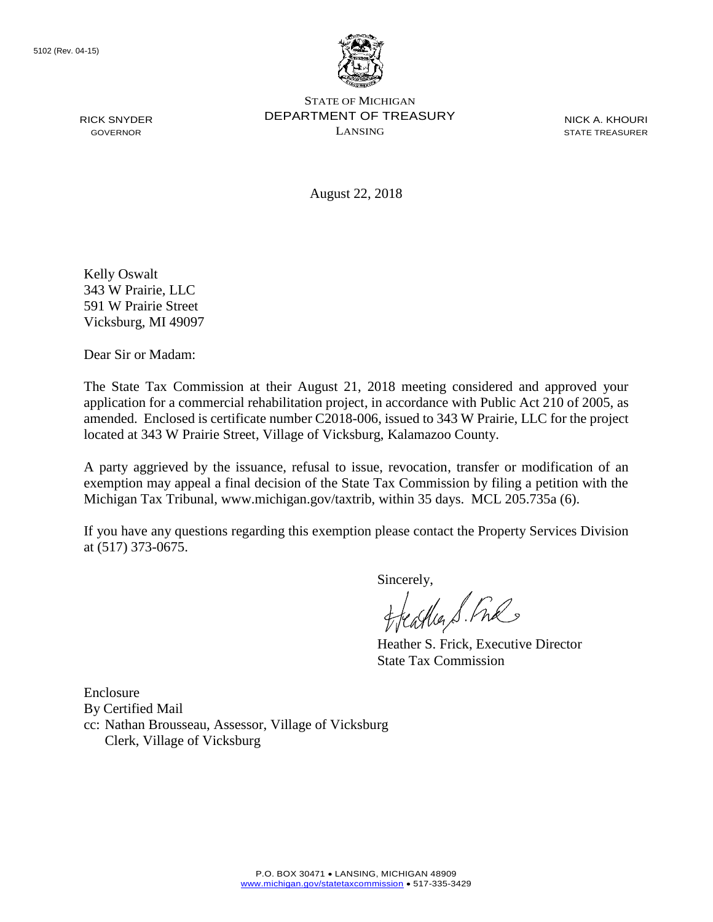5102 (Rev. 04-15)

RICK SNYDER
GOVERNOR

STATE OF MICHIGAN
DEPARTMENT OF TREASURY
LANSING

NICK A. KHOURI
STATE TREASURER

August 22, 2018

Kelly Oswalt
343 W Prairie, LLC
591 W Prairie Street
Vicksburg, MI 49097

Dear Sir or Madam:

The State Tax Commission at their August 21, 2018 meeting considered and approved your application for a commercial rehabilitation project, in accordance with Public Act 210 of 2005, as amended. Enclosed is certificate number C2018-006, issued to 343 W Prairie, LLC for the project located at 343 W Prairie Street, Village of Vicksburg, Kalamazoo County.

A party aggrieved by the issuance, refusal to issue, revocation, transfer or modification of an exemption may appeal a final decision of the State Tax Commission by filing a petition with the Michigan Tax Tribunal, www.michigan.gov/taxtrib, within 35 days. MCL 205.735a (6).

If you have any questions regarding this exemption please contact the Property Services Division at (517) 373-0675.

Sincerely,

Heather S. Frick, Executive Director
State Tax Commission

Enclosure
By Certified Mail
cc: Nathan Brousseau, Assessor, Village of Vicksburg
Clerk, Village of Vicksburg

P.O. BOX 30471 • LANSING, MICHIGAN 48909
www.michigan.gov/statetaxcommission • 517-335-3429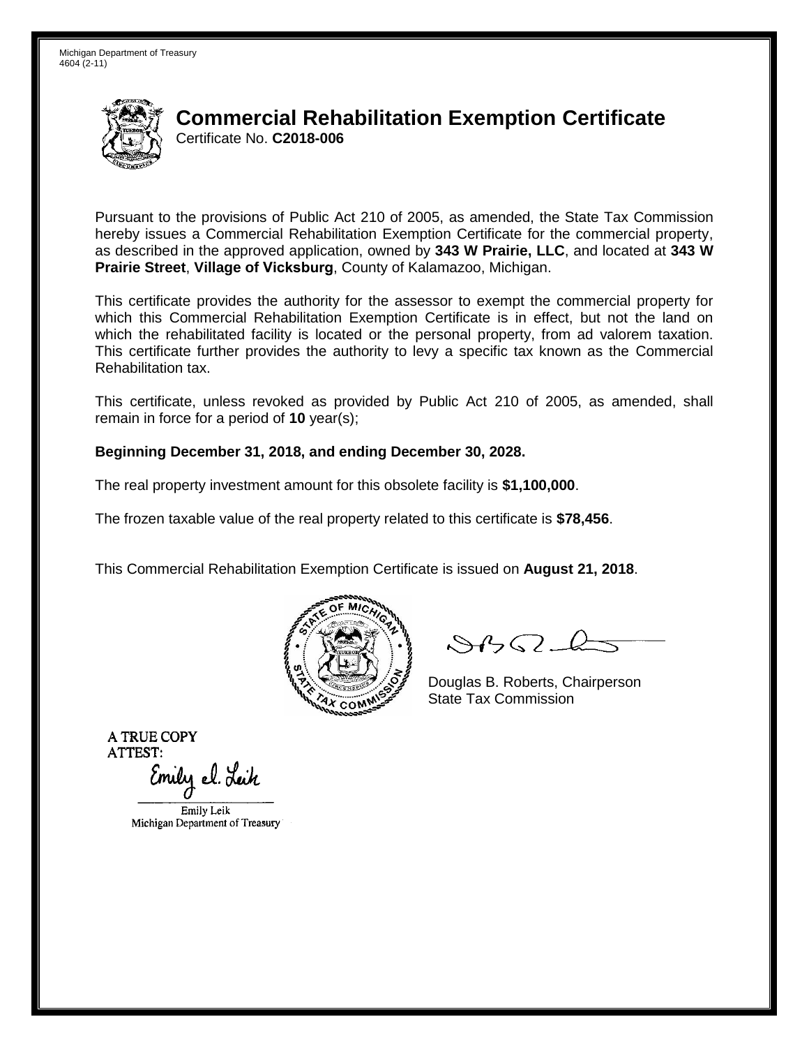Michigan Department of Treasury
4604 (2-11)

# Commercial Rehabilitation Exemption Certificate

Certificate No. **C2018-006**

Pursuant to the provisions of Public Act 210 of 2005, as amended, the State Tax Commission hereby issues a Commercial Rehabilitation Exemption Certificate for the commercial property, as described in the approved application, owned by **343 W Prairie, LLC**, and located at **343 W Prairie Street**, **Village of Vicksburg**, County of Kalamazoo, Michigan.

This certificate provides the authority for the assessor to exempt the commercial property for which this Commercial Rehabilitation Exemption Certificate is in effect, but not the land on which the rehabilitated facility is located or the personal property, from ad valorem taxation. This certificate further provides the authority to levy a specific tax known as the Commercial Rehabilitation tax.

This certificate, unless revoked as provided by Public Act 210 of 2005, as amended, shall remain in force for a period of **10** year(s);

**Beginning December 31, 2018, and ending December 30, 2028.**

The real property investment amount for this obsolete facility is **$1,100,000**.

The frozen taxable value of the real property related to this certificate is **$78,456**.

This Commercial Rehabilitation Exemption Certificate is issued on **August 21, 2018**.

Douglas B. Roberts, Chairperson
State Tax Commission

A TRUE COPY
ATTEST:

Emily Leik
Michigan Department of Treasury